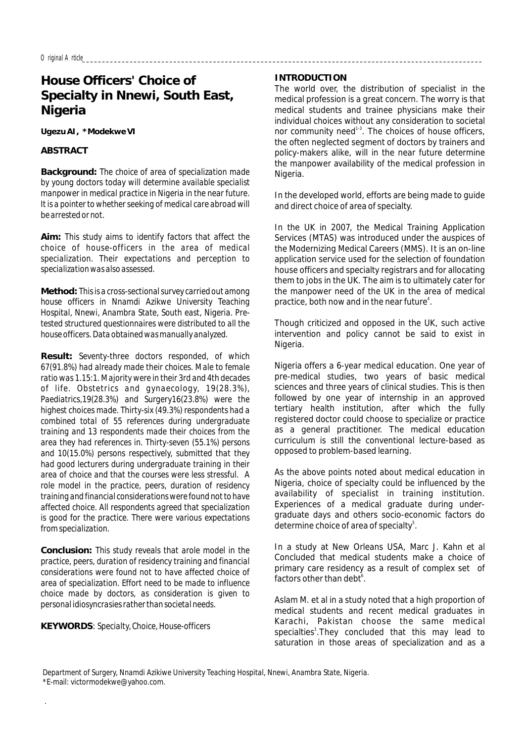# House Officers' Choice of Specialty in Nnewi, South East, Nigeria

**Ugezu AI, *Modekwe VI**

## ABSTRACT

**Background:** The choice of area of specialization made by young doctors today will determine available specialist manpower in medical practice in Nigeria in the near future. It is a pointer to whether seeking of medical care abroad will be arrested or not.

**Aim:** This study aims to identify factors that affect the choice of house-officers in the area of medical specialization. Their expectations and perception to specialization was also assessed.

**Method:** This is a cross-sectional survey carried out among house officers in Nnamdi Azikwe University Teaching Hospital, Nnewi, Anambra State, South east, Nigeria. Pre-tested structured questionnaires were distributed to all the house officers. Data obtained was manually analyzed.

**Result:** Seventy-three doctors responded, of which 67(91.8%) had already made their choices. Male to female ratio was 1.15:1. Majority were in their 3rd and 4th decades of life. Obstetrics and gynaecology, 19(28.3%), Paediatrics,19(28.3%) and Surgery16(23.8%) were the highest choices made. Thirty-six (49.3%) respondents had a combined total of 55 references during undergraduate training and 13 respondents made their choices from the area they had references in. Thirty-seven (55.1%) persons and 10(15.0%) persons respectively, submitted that they had good lecturers during undergraduate training in their area of choice and that the courses were less stressful. A role model in the practice, peers, duration of residency training and financial considerations were found not to have affected choice. All respondents agreed that specialization is good for the practice. There were various expectations from specialization.

**Conclusion:** This study reveals that arole model in the practice, peers, duration of residency training and financial considerations were found not to have affected choice of area of specialization. Effort need to be made to influence choice made by doctors, as consideration is given to personal idiosyncrasies rather than societal needs.

**KEYWORDS**: Specialty, Choice, House-officers

## INTRODUCTION

The world over, the distribution of specialist in the medical profession is a great concern. The worry is that medical students and trainee physicians make their individual choices without any consideration to societal nor community need[1-3]. The choices of house officers, the often neglected segment of doctors by trainers and policy-makers alike, will in the near future determine the manpower availability of the medical profession in Nigeria.

In the developed world, efforts are being made to guide and direct choice of area of specialty.

In the UK in 2007, the Medical Training Application Services (MTAS) was introduced under the auspices of the Modernizing Medical Careers (MMS). It is an on-line application service used for the selection of foundation house officers and specialty registrars and for allocating them to jobs in the UK. The aim is to ultimately cater for the manpower need of the UK in the area of medical practice, both now and in the near future[4].

Though criticized and opposed in the UK, such active intervention and policy cannot be said to exist in Nigeria.

Nigeria offers a 6-year medical education. One year of pre-medical studies, two years of basic medical sciences and three years of clinical studies. This is then followed by one year of internship in an approved tertiary health institution, after which the fully registered doctor could choose to specialize or practice as a general practitioner. The medical education curriculum is still the conventional lecture-based as opposed to problem-based learning.

As the above points noted about medical education in Nigeria, choice of specialty could be influenced by the availability of specialist in training institution. Experiences of a medical graduate during under-graduate days and others socio-economic factors do determine choice of area of specialty[5].

In a study at New Orleans USA, Marc J. Kahn et al Concluded that medical students make a choice of primary care residency as a result of complex set of factors other than debt[6].

Aslam M. et al in a study noted that a high proportion of medical students and recent medical graduates in Karachi, Pakistan choose the same medical specialties[1].They concluded that this may lead to saturation in those areas of specialization and as a

Department of Surgery, Nnamdi Azikiwe University Teaching Hospital, Nnewi, Anambra State, Nigeria.
*E-mail: victormodekwe@yahoo.com.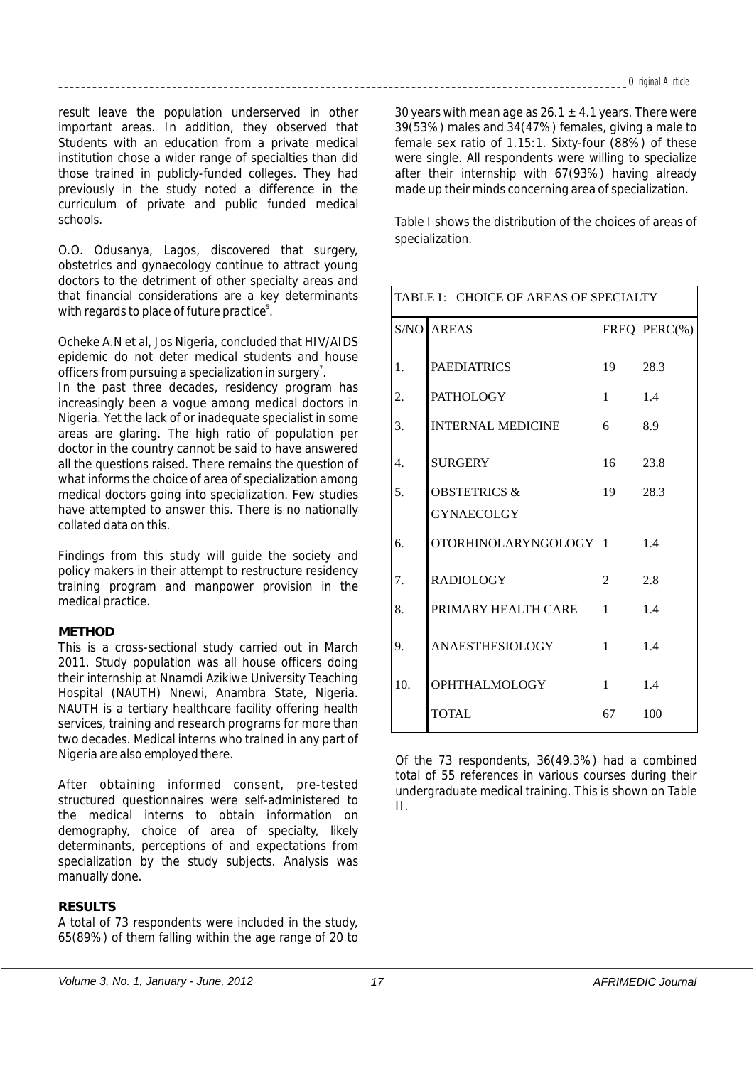result leave the population underserved in other important areas. In addition, they observed that Students with an education from a private medical institution chose a wider range of specialties than did those trained in publicly-funded colleges. They had previously in the study noted a difference in the curriculum of private and public funded medical schools.

O.O. Odusanya, Lagos, discovered that surgery, obstetrics and gynaecology continue to attract young doctors to the detriment of other specialty areas and that financial considerations are a key determinants with regards to place of future practice[5].

Ocheke A.N et al, Jos Nigeria, concluded that HIV/AIDS epidemic do not deter medical students and house officers from pursuing a specialization in surgery[7].

In the past three decades, residency program has increasingly been a vogue among medical doctors in Nigeria. Yet the lack of or inadequate specialist in some areas are glaring. The high ratio of population per doctor in the country cannot be said to have answered all the questions raised. There remains the question of what informs the choice of area of specialization among medical doctors going into specialization. Few studies have attempted to answer this. There is no nationally collated data on this.

Findings from this study will guide the society and policy makers in their attempt to restructure residency training program and manpower provision in the medical practice.

## METHOD

This is a cross-sectional study carried out in March 2011. Study population was all house officers doing their internship at Nnamdi Azikiwe University Teaching Hospital (NAUTH) Nnewi, Anambra State, Nigeria. NAUTH is a tertiary healthcare facility offering health services, training and research programs for more than two decades. Medical interns who trained in any part of Nigeria are also employed there.

After obtaining informed consent, pre-tested structured questionnaires were self-administered to the medical interns to obtain information on demography, choice of area of specialty, likely determinants, perceptions of and expectations from specialization by the study subjects. Analysis was manually done.

## RESULTS

A total of 73 respondents were included in the study, 65(89%) of them falling within the age range of 20 to 30 years with mean age as $26.1 \pm 4.1$ years. There were 39(53%) males and 34(47%) females, giving a male to female sex ratio of 1.15:1. Sixty-four (88%) of these were single. All respondents were willing to specialize after their internship with 67(93%) having already made up their minds concerning area of specialization.

Table I shows the distribution of the choices of areas of specialization.

TABLE I: CHOICE OF AREAS OF SPECIALTY

| S/NO | AREAS | FREQ | PERC(%) |
|---|---|---|---|
| 1. | PAEDIATRICS | 19 | 28.3 |
| 2. | PATHOLOGY | 1 | 1.4 |
| 3. | INTERNAL MEDICINE | 6 | 8.9 |
| 4. | SURGERY | 16 | 23.8 |
| 5. | OBSTETRICS & GYNAECOLGY | 19 | 28.3 |
| 6. | OTORHINOLARYNGOLOGY | 1 | 1.4 |
| 7. | RADIOLOGY | 2 | 2.8 |
| 8. | PRIMARY HEALTH CARE | 1 | 1.4 |
| 9. | ANAESTHESIOLOGY | 1 | 1.4 |
| 10. | OPHTHALMOLOGY | 1 | 1.4 |
| | TOTAL | 67 | 100 |

Of the 73 respondents, 36(49.3%) had a combined total of 55 references in various courses during their undergraduate medical training. This is shown on Table II.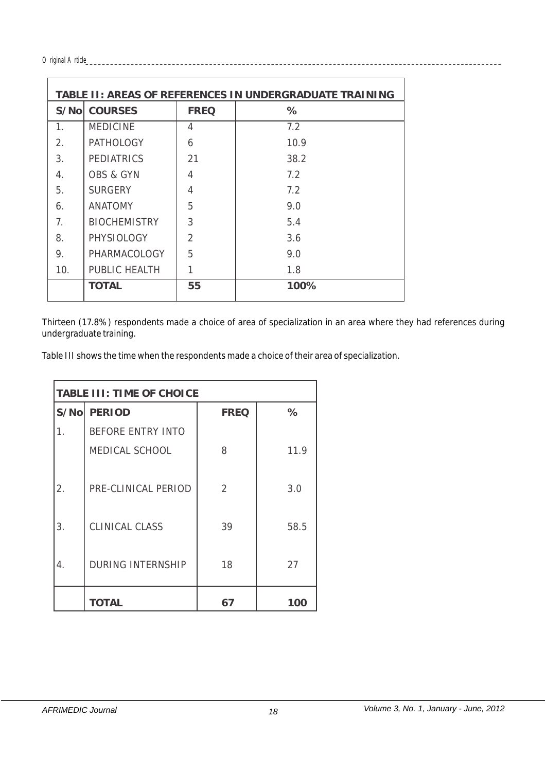| TABLE II: AREAS OF REFERENCES IN UNDERGRADUATE TRAINING | | | |
|---|---|---|---|
| **S/No** | **COURSES** | **FREQ** | **%** |
| 1. | MEDICINE | 4 | 7.2 |
| 2. | PATHOLOGY | 6 | 10.9 |
| 3. | PEDIATRICS | 21 | 38.2 |
| 4. | OBS & GYN | 4 | 7.2 |
| 5. | SURGERY | 4 | 7.2 |
| 6. | ANATOMY | 5 | 9.0 |
| 7. | BIOCHEMISTRY | 3 | 5.4 |
| 8. | PHYSIOLOGY | 2 | 3.6 |
| 9. | PHARMACOLOGY | 5 | 9.0 |
| 10. | PUBLIC HEALTH | 1 | 1.8 |
| | **TOTAL** | **55** | **100%** |

Thirteen (17.8%) respondents made a choice of area of specialization in an area where they had references during undergraduate training.

Table III shows the time when the respondents made a choice of their area of specialization.

| TABLE III: TIME OF CHOICE | | | |
|---|---|---|---|
| **S/No** | **PERIOD** | **FREQ** | **%** |
| 1. | BEFORE ENTRY INTO MEDICAL SCHOOL | 8 | 11.9 |
| 2. | PRE-CLINICAL PERIOD | 2 | 3.0 |
| 3. | CLINICAL CLASS | 39 | 58.5 |
| 4. | DURING INTERNSHIP | 18 | 27 |
| | **TOTAL** | **67** | **100** |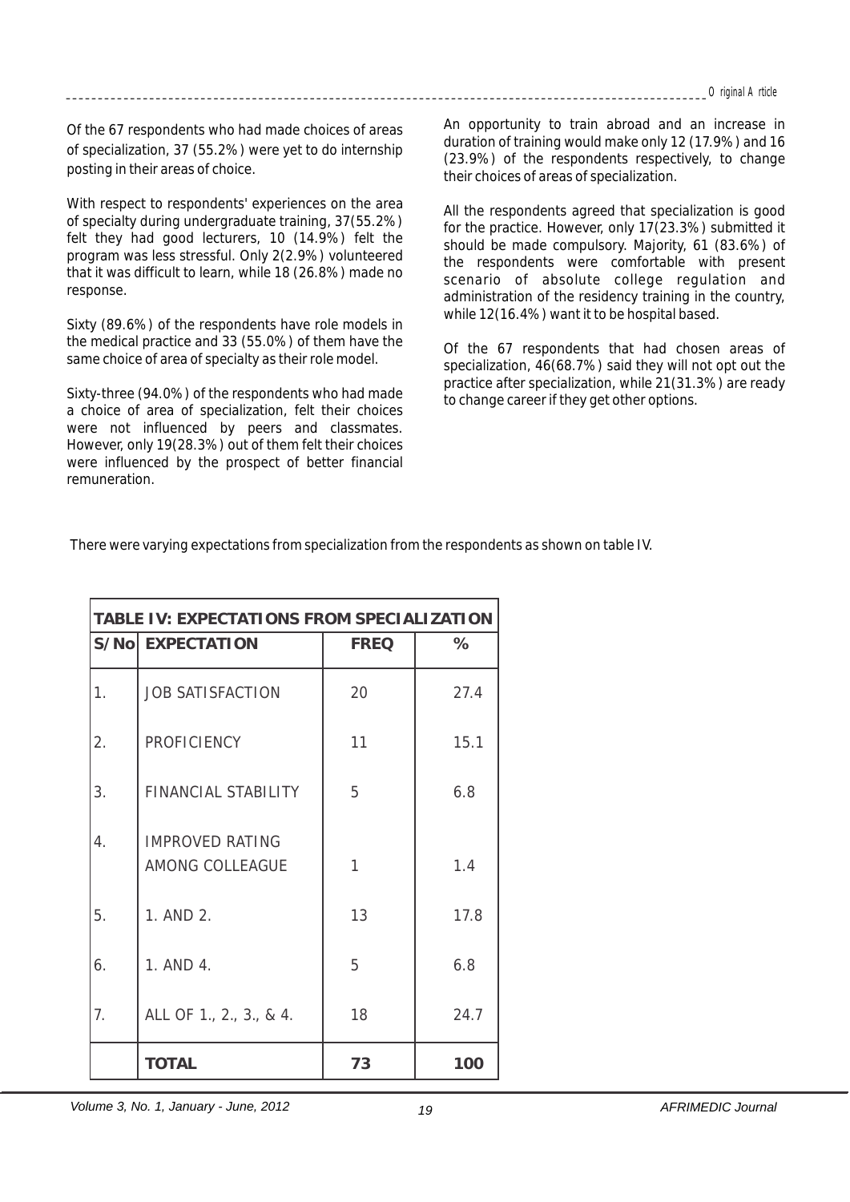Of the 67 respondents who had made choices of areas of specialization, 37 (55.2%) were yet to do internship posting in their areas of choice.

With respect to respondents' experiences on the area of specialty during undergraduate training, 37(55.2%) felt they had good lecturers, 10 (14.9%) felt the program was less stressful. Only 2(2.9%) volunteered that it was difficult to learn, while 18 (26.8%) made no response.

Sixty (89.6%) of the respondents have role models in the medical practice and 33 (55.0%) of them have the same choice of area of specialty as their role model.

Sixty-three (94.0%) of the respondents who had made a choice of area of specialization, felt their choices were not influenced by peers and classmates. However, only 19(28.3%) out of them felt their choices were influenced by the prospect of better financial remuneration.

An opportunity to train abroad and an increase in duration of training would make only 12 (17.9%) and 16 (23.9%) of the respondents respectively, to change their choices of areas of specialization.

All the respondents agreed that specialization is good for the practice. However, only 17(23.3%) submitted it should be made compulsory. Majority, 61 (83.6%) of the respondents were comfortable with present scenario of absolute college regulation and administration of the residency training in the country, while 12(16.4%) want it to be hospital based.

Of the 67 respondents that had chosen areas of specialization, 46(68.7%) said they will not opt out the practice after specialization, while 21(31.3%) are ready to change career if they get other options.

There were varying expectations from specialization from the respondents as shown on table IV.

**TABLE IV: EXPECTATIONS FROM SPECIALIZATION**

| S/No | EXPECTATION | FREQ | % |
|---|---|---|---|
| 1. | JOB SATISFACTION | 20 | 27.4 |
| 2. | PROFICIENCY | 11 | 15.1 |
| 3. | FINANCIAL STABILITY | 5 | 6.8 |
| 4. | IMPROVED RATING AMONG COLLEAGUE | 1 | 1.4 |
| 5. | 1. AND 2. | 13 | 17.8 |
| 6. | 1. AND 4. | 5 | 6.8 |
| 7. | ALL OF 1., 2., 3., & 4. | 18 | 24.7 |
| | **TOTAL** | **73** | **100** |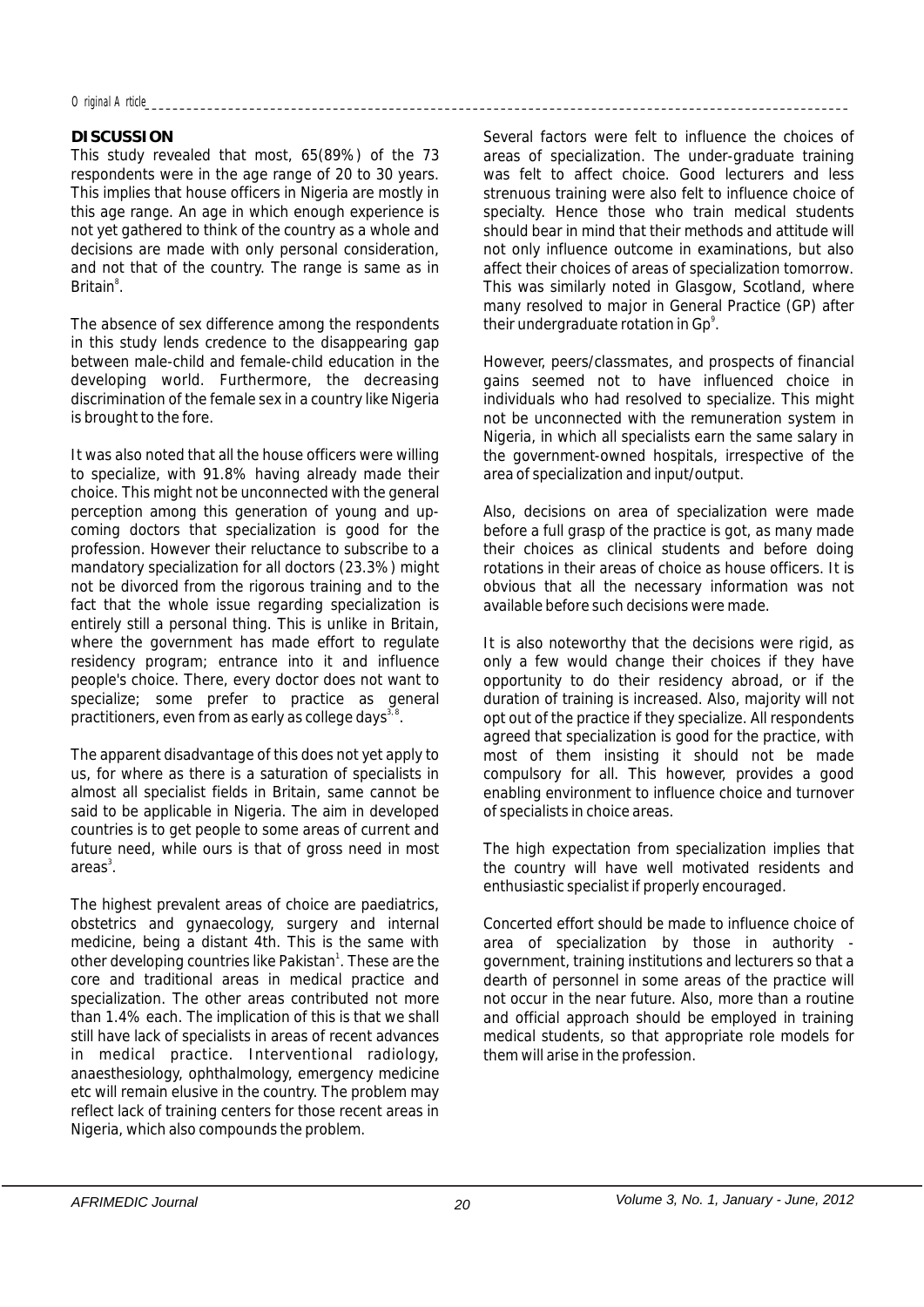## DISCUSSION

This study revealed that most, 65(89%) of the 73 respondents were in the age range of 20 to 30 years. This implies that house officers in Nigeria are mostly in this age range. An age in which enough experience is not yet gathered to think of the country as a whole and decisions are made with only personal consideration, and not that of the country. The range is same as in Britain[8].

The absence of sex difference among the respondents in this study lends credence to the disappearing gap between male-child and female-child education in the developing world. Furthermore, the decreasing discrimination of the female sex in a country like Nigeria is brought to the fore.

It was also noted that all the house officers were willing to specialize, with 91.8% having already made their choice. This might not be unconnected with the general perception among this generation of young and up-coming doctors that specialization is good for the profession. However their reluctance to subscribe to a mandatory specialization for all doctors (23.3%) might not be divorced from the rigorous training and to the fact that the whole issue regarding specialization is entirely still a personal thing. This is unlike in Britain, where the government has made effort to regulate residency program; entrance into it and influence people's choice. There, every doctor does not want to specialize; some prefer to practice as general practitioners, even from as early as college days[3, 8].

The apparent disadvantage of this does not yet apply to us, for where as there is a saturation of specialists in almost all specialist fields in Britain, same cannot be said to be applicable in Nigeria. The aim in developed countries is to get people to some areas of current and future need, while ours is that of gross need in most areas[3].

The highest prevalent areas of choice are paediatrics, obstetrics and gynaecology, surgery and internal medicine, being a distant 4th. This is the same with other developing countries like Pakistan[1]. These are the core and traditional areas in medical practice and specialization. The other areas contributed not more than 1.4% each. The implication of this is that we shall still have lack of specialists in areas of recent advances in medical practice. Interventional radiology, anaesthesiology, ophthalmology, emergency medicine etc will remain elusive in the country. The problem may reflect lack of training centers for those recent areas in Nigeria, which also compounds the problem.

Several factors were felt to influence the choices of areas of specialization. The under-graduate training was felt to affect choice. Good lecturers and less strenuous training were also felt to influence choice of specialty. Hence those who train medical students should bear in mind that their methods and attitude will not only influence outcome in examinations, but also affect their choices of areas of specialization tomorrow. This was similarly noted in Glasgow, Scotland, where many resolved to major in General Practice (GP) after their undergraduate rotation in Gp[9].

However, peers/classmates, and prospects of financial gains seemed not to have influenced choice in individuals who had resolved to specialize. This might not be unconnected with the remuneration system in Nigeria, in which all specialists earn the same salary in the government-owned hospitals, irrespective of the area of specialization and input/output.

Also, decisions on area of specialization were made before a full grasp of the practice is got, as many made their choices as clinical students and before doing rotations in their areas of choice as house officers. It is obvious that all the necessary information was not available before such decisions were made.

It is also noteworthy that the decisions were rigid, as only a few would change their choices if they have opportunity to do their residency abroad, or if the duration of training is increased. Also, majority will not opt out of the practice if they specialize. All respondents agreed that specialization is good for the practice, with most of them insisting it should not be made compulsory for all. This however, provides a good enabling environment to influence choice and turnover of specialists in choice areas.

The high expectation from specialization implies that the country will have well motivated residents and enthusiastic specialist if properly encouraged.

Concerted effort should be made to influence choice of area of specialization by those in authority - government, training institutions and lecturers so that a dearth of personnel in some areas of the practice will not occur in the near future. Also, more than a routine and official approach should be employed in training medical students, so that appropriate role models for them will arise in the profession.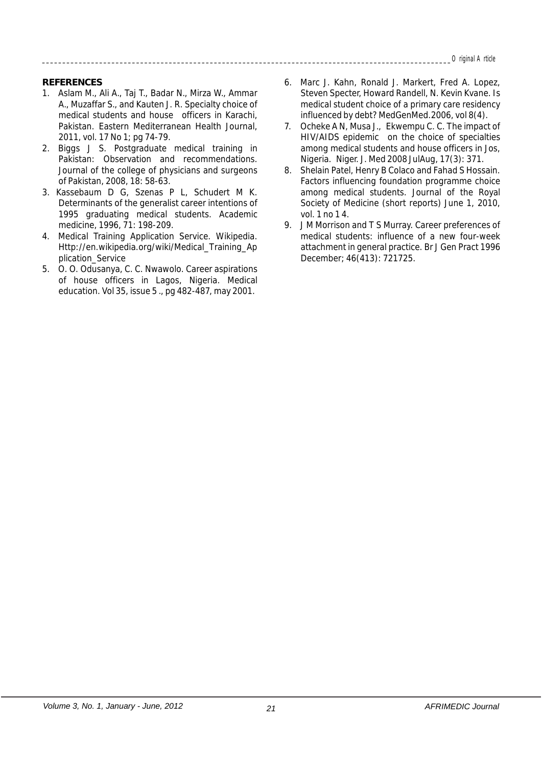## REFERENCES

1. Aslam M., Ali A., Taj T., Badar N., Mirza W., Ammar A., Muzaffar S., and Kauten J. R. Specialty choice of medical students and house officers in Karachi, Pakistan. Eastern Mediterranean Health Journal, 2011, vol. 17 No 1; pg 74-79.
2. Biggs J S. Postgraduate medical training in Pakistan: Observation and recommendations. Journal of the college of physicians and surgeons of Pakistan, 2008, 18: 58-63.
3. Kassebaum D G, Szenas P L, Schudert M K. Determinants of the generalist career intentions of 1995 graduating medical students. Academic medicine, 1996, 71: 198-209.
4. Medical Training Application Service. Wikipedia. Http://en.wikipedia.org/wiki/Medical_Training_Application_Service
5. O. O. Odusanya, C. C. Nwawolo. Career aspirations of house officers in Lagos, Nigeria. Medical education. Vol 35, issue 5 ., pg 482-487, may 2001.
6. Marc J. Kahn, Ronald J. Markert, Fred A. Lopez, Steven Specter, Howard Randell, N. Kevin Kvane. Is medical student choice of a primary care residency influenced by debt? MedGenMed.2006, vol 8(4).
7. Ocheke A N, Musa J., Ekwempu C. C. The impact of HIV/AIDS epidemic on the choice of specialties among medical students and house officers in Jos, Nigeria. Niger. J. Med 2008 JulAug, 17(3): 371.
8. Shelain Patel, Henry B Colaco and Fahad S Hossain. Factors influencing foundation programme choice among medical students. Journal of the Royal Society of Medicine (short reports) June 1, 2010, vol. 1 no 1 4.
9. J M Morrison and T S Murray. Career preferences of medical students: influence of a new four-week attachment in general practice. Br J Gen Pract 1996 December; 46(413): 721725.